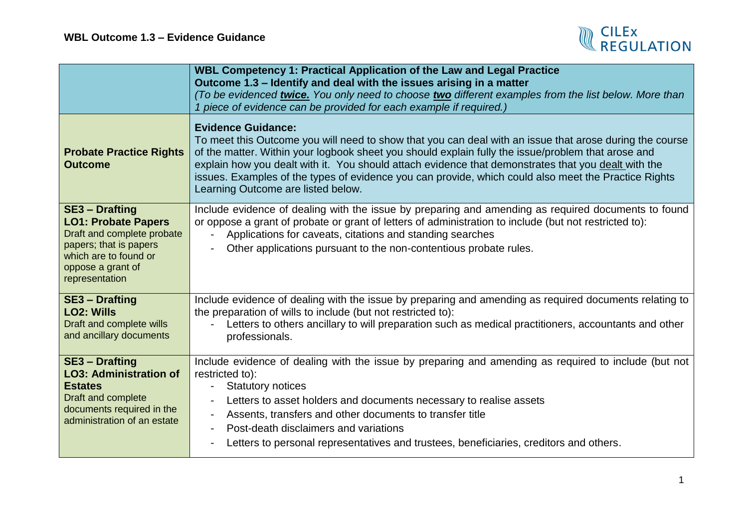## WBL Outcome 1.3 – Evidence Guidance

| | **WBL Competency 1: Practical Application of the Law and Legal Practice**<br>**Outcome 1.3 – Identify and deal with the issues arising in a matter**<br>*(To be evidenced **twice.** You only need to choose **two** different examples from the list below. More than 1 piece of evidence can be provided for each example if required.)* |
|---|---|
| **Probate Practice Rights Outcome** | **Evidence Guidance:**<br>To meet this Outcome you will need to show that you can deal with an issue that arose during the course of the matter. Within your logbook sheet you should explain fully the issue/problem that arose and explain how you dealt with it. You should attach evidence that demonstrates that you dealt with the issues. Examples of the types of evidence you can provide, which could also meet the Practice Rights Learning Outcome are listed below. |
| **SE3 – Drafting**<br>**LO1: Probate Papers**<br>Draft and complete probate papers; that is papers which are to found or oppose a grant of representation | Include evidence of dealing with the issue by preparing and amending as required documents to found or oppose a grant of probate or grant of letters of administration to include (but not restricted to):<br>- Applications for caveats, citations and standing searches<br>- Other applications pursuant to the non-contentious probate rules. |
| **SE3 – Drafting**<br>**LO2: Wills**<br>Draft and complete wills and ancillary documents | Include evidence of dealing with the issue by preparing and amending as required documents relating to the preparation of wills to include (but not restricted to):<br>- Letters to others ancillary to will preparation such as medical practitioners, accountants and other professionals. |
| **SE3 – Drafting**<br>**LO3: Administration of Estates**<br>Draft and complete documents required in the administration of an estate | Include evidence of dealing with the issue by preparing and amending as required to include (but not restricted to):<br>- Statutory notices<br>- Letters to asset holders and documents necessary to realise assets<br>- Assents, transfers and other documents to transfer title<br>- Post-death disclaimers and variations<br>- Letters to personal representatives and trustees, beneficiaries, creditors and others. |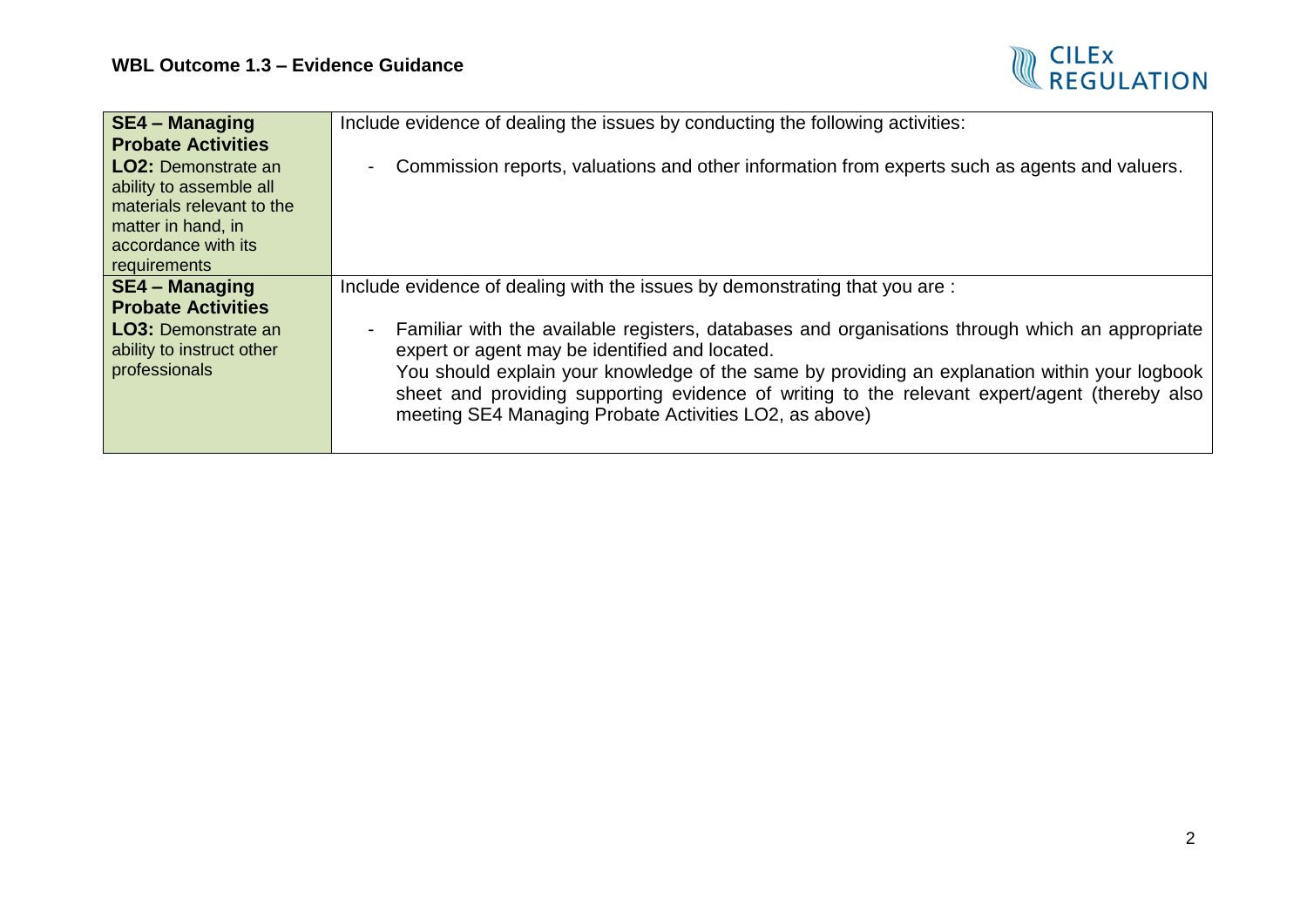## WBL Outcome 1.3 – Evidence Guidance

| | |
|---|---|
| **SE4 – Managing Probate Activities**<br>**LO2:** Demonstrate an ability to assemble all materials relevant to the matter in hand, in accordance with its requirements | Include evidence of dealing the issues by conducting the following activities:<br><br>- Commission reports, valuations and other information from experts such as agents and valuers. |
| **SE4 – Managing Probate Activities**<br>**LO3:** Demonstrate an ability to instruct other professionals | Include evidence of dealing with the issues by demonstrating that you are :<br><br>- Familiar with the available registers, databases and organisations through which an appropriate expert or agent may be identified and located.<br>You should explain your knowledge of the same by providing an explanation within your logbook sheet and providing supporting evidence of writing to the relevant expert/agent (thereby also meeting SE4 Managing Probate Activities LO2, as above) |